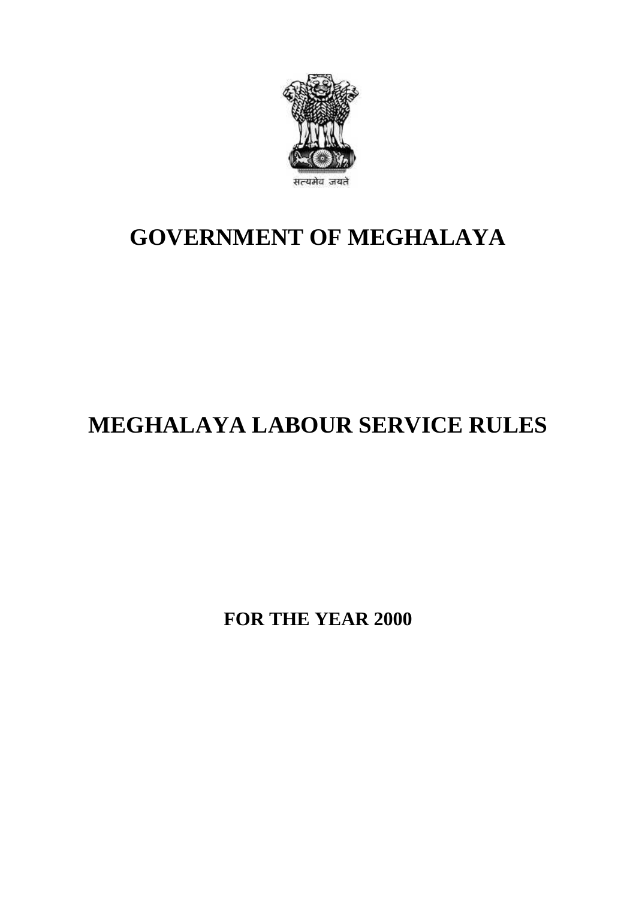सत्यमेव जयते

# GOVERNMENT OF MEGHALAYA

# MEGHALAYA LABOUR SERVICE RULES

**FOR THE YEAR 2000**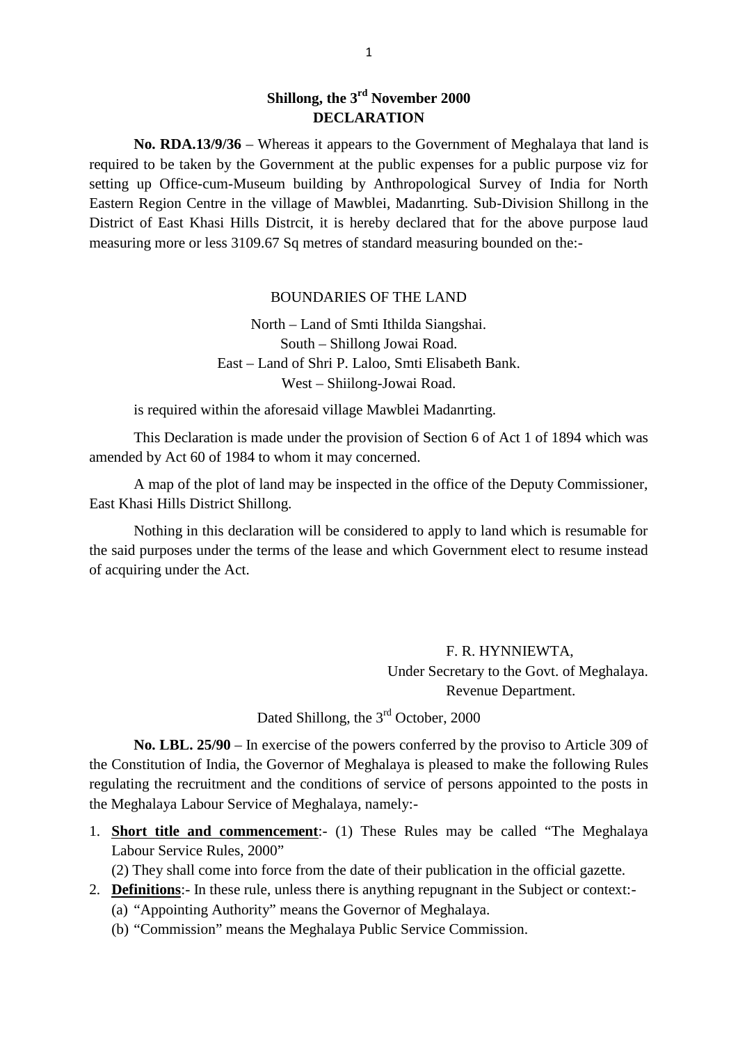**Shillong, the 3rd November 2000**
**DECLARATION**

**No. RDA.13/9/36** – Whereas it appears to the Government of Meghalaya that land is required to be taken by the Government at the public expenses for a public purpose viz for setting up Office-cum-Museum building by Anthropological Survey of India for North Eastern Region Centre in the village of Mawblei, Madanrting. Sub-Division Shillong in the District of East Khasi Hills Distrcit, it is hereby declared that for the above purpose laud measuring more or less 3109.67 Sq metres of standard measuring bounded on the:-

BOUNDARIES OF THE LAND

North – Land of Smti Ithilda Siangshai.
South – Shillong Jowai Road.
East – Land of Shri P. Laloo, Smti Elisabeth Bank.
West – Shiilong-Jowai Road.

is required within the aforesaid village Mawblei Madanrting.

This Declaration is made under the provision of Section 6 of Act 1 of 1894 which was amended by Act 60 of 1984 to whom it may concerned.

A map of the plot of land may be inspected in the office of the Deputy Commissioner, East Khasi Hills District Shillong.

Nothing in this declaration will be considered to apply to land which is resumable for the said purposes under the terms of the lease and which Government elect to resume instead of acquiring under the Act.

F. R. HYNNIEWTA,
Under Secretary to the Govt. of Meghalaya.
Revenue Department.

Dated Shillong, the 3rd October, 2000

**No. LBL. 25/90** – In exercise of the powers conferred by the proviso to Article 309 of the Constitution of India, the Governor of Meghalaya is pleased to make the following Rules regulating the recruitment and the conditions of service of persons appointed to the posts in the Meghalaya Labour Service of Meghalaya, namely:-

1. **Short title and commencement**:- (1) These Rules may be called "The Meghalaya Labour Service Rules, 2000"

   (2) They shall come into force from the date of their publication in the official gazette.
2. **Definitions**:- In these rule, unless there is anything repugnant in the Subject or context:-
   (a) "Appointing Authority" means the Governor of Meghalaya.
   (b) "Commission" means the Meghalaya Public Service Commission.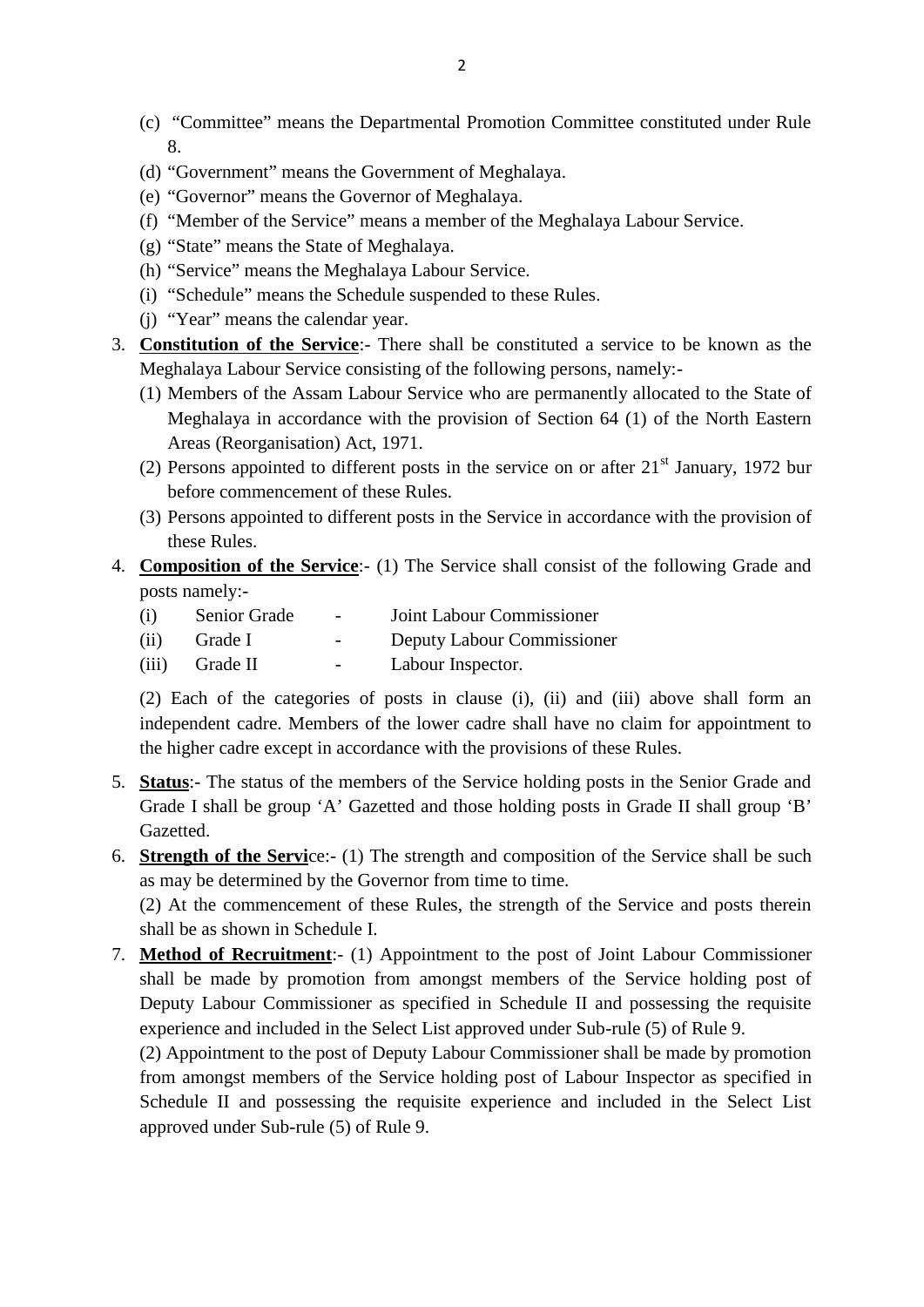(c) "Committee" means the Departmental Promotion Committee constituted under Rule 8.

(d) "Government" means the Government of Meghalaya.

(e) "Governor" means the Governor of Meghalaya.

(f) "Member of the Service" means a member of the Meghalaya Labour Service.

(g) "State" means the State of Meghalaya.

(h) "Service" means the Meghalaya Labour Service.

(i) "Schedule" means the Schedule suspended to these Rules.

(j) "Year" means the calendar year.

3. **Constitution of the Service**:- There shall be constituted a service to be known as the Meghalaya Labour Service consisting of the following persons, namely:-

   (1) Members of the Assam Labour Service who are permanently allocated to the State of Meghalaya in accordance with the provision of Section 64 (1) of the North Eastern Areas (Reorganisation) Act, 1971.

   (2) Persons appointed to different posts in the service on or after 21st January, 1972 bur before commencement of these Rules.

   (3) Persons appointed to different posts in the Service in accordance with the provision of these Rules.

4. **Composition of the Service**:- (1) The Service shall consist of the following Grade and posts namely:-

| | | | |
|---|---|---|---|
| (i) | Senior Grade | - | Joint Labour Commissioner |
| (ii) | Grade I | - | Deputy Labour Commissioner |
| (iii) | Grade II | - | Labour Inspector. |

   (2) Each of the categories of posts in clause (i), (ii) and (iii) above shall form an independent cadre. Members of the lower cadre shall have no claim for appointment to the higher cadre except in accordance with the provisions of these Rules.

5. **Status**:- The status of the members of the Service holding posts in the Senior Grade and Grade I shall be group 'A' Gazetted and those holding posts in Grade II shall group 'B' Gazetted.

6. **Strength of the Service**:- (1) The strength and composition of the Service shall be such as may be determined by the Governor from time to time.

   (2) At the commencement of these Rules, the strength of the Service and posts therein shall be as shown in Schedule I.

7. **Method of Recruitment**:- (1) Appointment to the post of Joint Labour Commissioner shall be made by promotion from amongst members of the Service holding post of Deputy Labour Commissioner as specified in Schedule II and possessing the requisite experience and included in the Select List approved under Sub-rule (5) of Rule 9.

   (2) Appointment to the post of Deputy Labour Commissioner shall be made by promotion from amongst members of the Service holding post of Labour Inspector as specified in Schedule II and possessing the requisite experience and included in the Select List approved under Sub-rule (5) of Rule 9.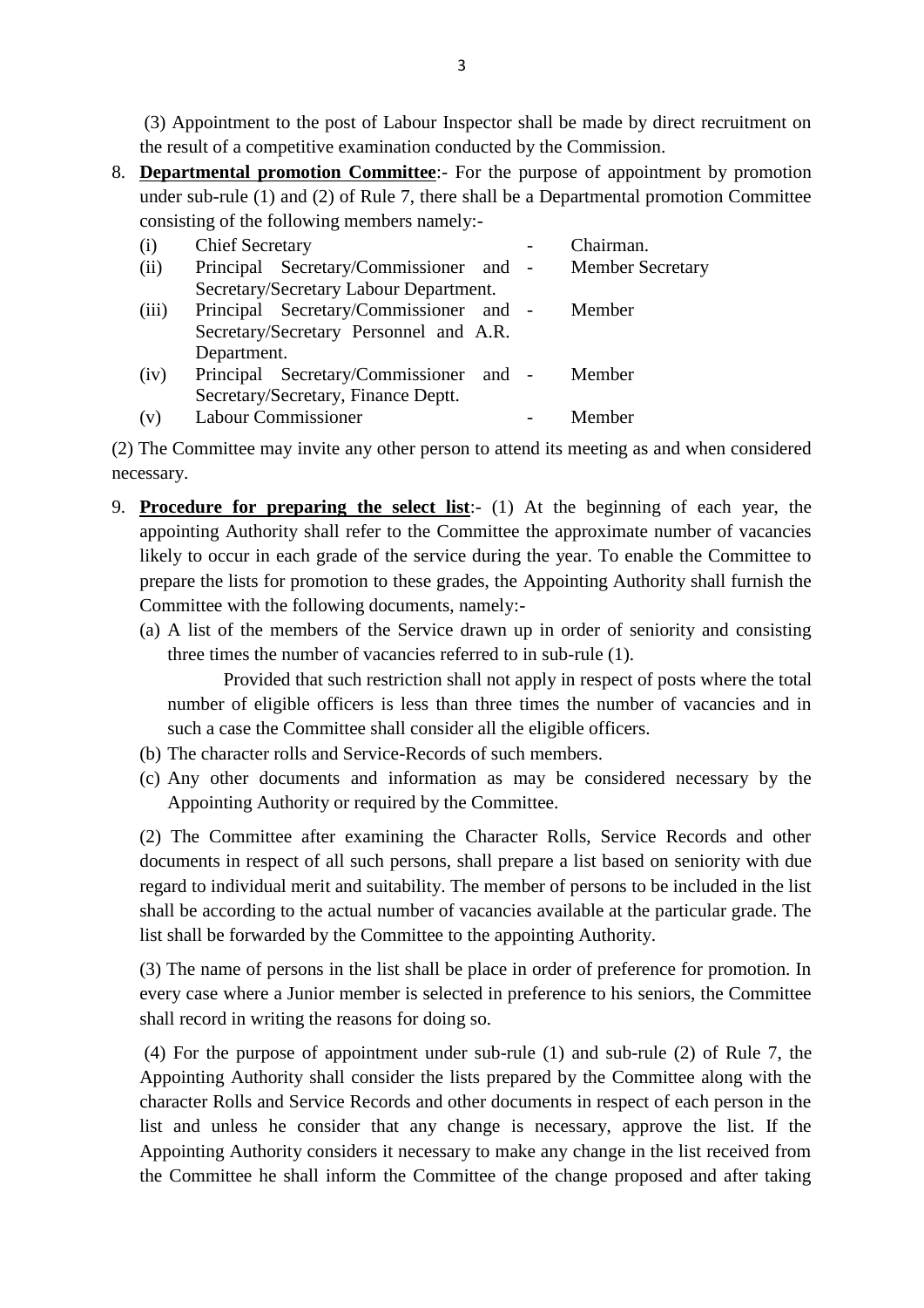(3) Appointment to the post of Labour Inspector shall be made by direct recruitment on the result of a competitive examination conducted by the Commission.

8. **Departmental promotion Committee**:- For the purpose of appointment by promotion under sub-rule (1) and (2) of Rule 7, there shall be a Departmental promotion Committee consisting of the following members namely:-

| | | | |
|---|---|---|---|
| (i) | Chief Secretary | - | Chairman. |
| (ii) | Principal Secretary/Commissioner and Secretary/Secretary Labour Department. | - | Member Secretary |
| (iii) | Principal Secretary/Commissioner and Secretary/Secretary Personnel and A.R. Department. | - | Member |
| (iv) | Principal Secretary/Commissioner and Secretary/Secretary, Finance Deptt. | - | Member |
| (v) | Labour Commissioner | - | Member |

(2) The Committee may invite any other person to attend its meeting as and when considered necessary.

9. **Procedure for preparing the select list**:- (1) At the beginning of each year, the appointing Authority shall refer to the Committee the approximate number of vacancies likely to occur in each grade of the service during the year. To enable the Committee to prepare the lists for promotion to these grades, the Appointing Authority shall furnish the Committee with the following documents, namely:-

   (a) A list of the members of the Service drawn up in order of seniority and consisting three times the number of vacancies referred to in sub-rule (1).

   Provided that such restriction shall not apply in respect of posts where the total number of eligible officers is less than three times the number of vacancies and in such a case the Committee shall consider all the eligible officers.

   (b) The character rolls and Service-Records of such members.

   (c) Any other documents and information as may be considered necessary by the Appointing Authority or required by the Committee.

   (2) The Committee after examining the Character Rolls, Service Records and other documents in respect of all such persons, shall prepare a list based on seniority with due regard to individual merit and suitability. The member of persons to be included in the list shall be according to the actual number of vacancies available at the particular grade. The list shall be forwarded by the Committee to the appointing Authority.

   (3) The name of persons in the list shall be place in order of preference for promotion. In every case where a Junior member is selected in preference to his seniors, the Committee shall record in writing the reasons for doing so.

   (4) For the purpose of appointment under sub-rule (1) and sub-rule (2) of Rule 7, the Appointing Authority shall consider the lists prepared by the Committee along with the character Rolls and Service Records and other documents in respect of each person in the list and unless he consider that any change is necessary, approve the list. If the Appointing Authority considers it necessary to make any change in the list received from the Committee he shall inform the Committee of the change proposed and after taking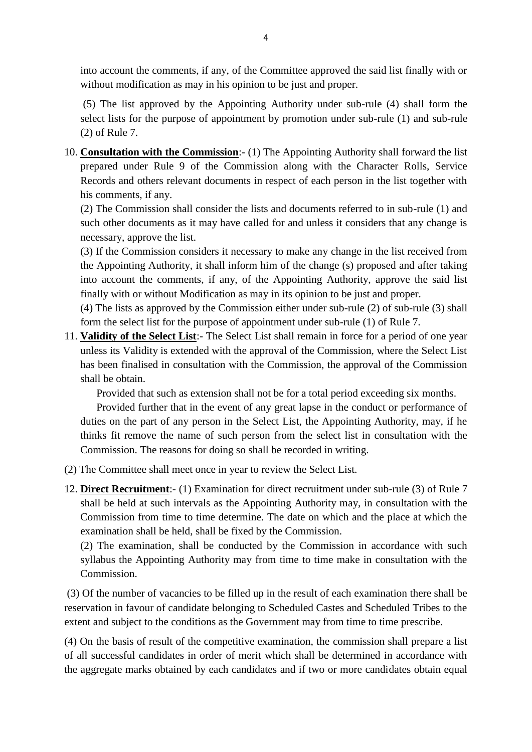into account the comments, if any, of the Committee approved the said list finally with or without modification as may in his opinion to be just and proper.

(5) The list approved by the Appointing Authority under sub-rule (4) shall form the select lists for the purpose of appointment by promotion under sub-rule (1) and sub-rule (2) of Rule 7.

10. **Consultation with the Commission**:- (1) The Appointing Authority shall forward the list prepared under Rule 9 of the Commission along with the Character Rolls, Service Records and others relevant documents in respect of each person in the list together with his comments, if any.

    (2) The Commission shall consider the lists and documents referred to in sub-rule (1) and such other documents as it may have called for and unless it considers that any change is necessary, approve the list.

    (3) If the Commission considers it necessary to make any change in the list received from the Appointing Authority, it shall inform him of the change (s) proposed and after taking into account the comments, if any, of the Appointing Authority, approve the said list finally with or without Modification as may in its opinion to be just and proper.

    (4) The lists as approved by the Commission either under sub-rule (2) of sub-rule (3) shall form the select list for the purpose of appointment under sub-rule (1) of Rule 7.

11. **Validity of the Select List**:- The Select List shall remain in force for a period of one year unless its Validity is extended with the approval of the Commission, where the Select List has been finalised in consultation with the Commission, the approval of the Commission shall be obtain.

    Provided that such as extension shall not be for a total period exceeding six months.

    Provided further that in the event of any great lapse in the conduct or performance of duties on the part of any person in the Select List, the Appointing Authority, may, if he thinks fit remove the name of such person from the select list in consultation with the Commission. The reasons for doing so shall be recorded in writing.

(2) The Committee shall meet once in year to review the Select List.

12. **Direct Recruitment**:- (1) Examination for direct recruitment under sub-rule (3) of Rule 7 shall be held at such intervals as the Appointing Authority may, in consultation with the Commission from time to time determine. The date on which and the place at which the examination shall be held, shall be fixed by the Commission.

    (2) The examination, shall be conducted by the Commission in accordance with such syllabus the Appointing Authority may from time to time make in consultation with the Commission.

(3) Of the number of vacancies to be filled up in the result of each examination there shall be reservation in favour of candidate belonging to Scheduled Castes and Scheduled Tribes to the extent and subject to the conditions as the Government may from time to time prescribe.

(4) On the basis of result of the competitive examination, the commission shall prepare a list of all successful candidates in order of merit which shall be determined in accordance with the aggregate marks obtained by each candidates and if two or more candidates obtain equal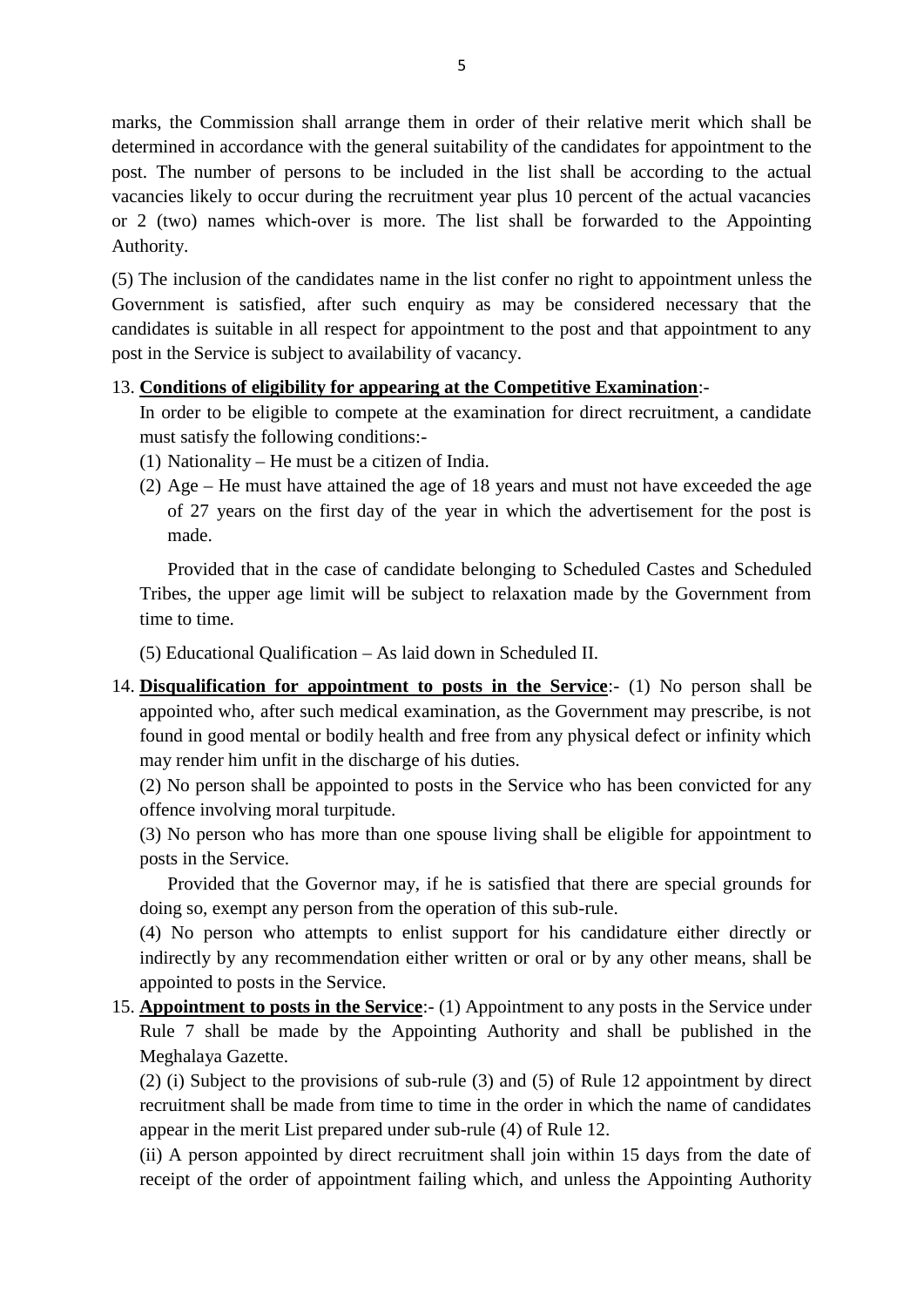marks, the Commission shall arrange them in order of their relative merit which shall be determined in accordance with the general suitability of the candidates for appointment to the post. The number of persons to be included in the list shall be according to the actual vacancies likely to occur during the recruitment year plus 10 percent of the actual vacancies or 2 (two) names which-over is more. The list shall be forwarded to the Appointing Authority.

(5) The inclusion of the candidates name in the list confer no right to appointment unless the Government is satisfied, after such enquiry as may be considered necessary that the candidates is suitable in all respect for appointment to the post and that appointment to any post in the Service is subject to availability of vacancy.

13. **Conditions of eligibility for appearing at the Competitive Examination**:-

In order to be eligible to compete at the examination for direct recruitment, a candidate must satisfy the following conditions:-

(1) Nationality – He must be a citizen of India.

(2) Age – He must have attained the age of 18 years and must not have exceeded the age of 27 years on the first day of the year in which the advertisement for the post is made.

Provided that in the case of candidate belonging to Scheduled Castes and Scheduled Tribes, the upper age limit will be subject to relaxation made by the Government from time to time.

(5) Educational Qualification – As laid down in Scheduled II.

14. **Disqualification for appointment to posts in the Service**:- (1) No person shall be appointed who, after such medical examination, as the Government may prescribe, is not found in good mental or bodily health and free from any physical defect or infinity which may render him unfit in the discharge of his duties.

(2) No person shall be appointed to posts in the Service who has been convicted for any offence involving moral turpitude.

(3) No person who has more than one spouse living shall be eligible for appointment to posts in the Service.

Provided that the Governor may, if he is satisfied that there are special grounds for doing so, exempt any person from the operation of this sub-rule.

(4) No person who attempts to enlist support for his candidature either directly or indirectly by any recommendation either written or oral or by any other means, shall be appointed to posts in the Service.

15. **Appointment to posts in the Service**:- (1) Appointment to any posts in the Service under Rule 7 shall be made by the Appointing Authority and shall be published in the Meghalaya Gazette.

(2) (i) Subject to the provisions of sub-rule (3) and (5) of Rule 12 appointment by direct recruitment shall be made from time to time in the order in which the name of candidates appear in the merit List prepared under sub-rule (4) of Rule 12.

(ii) A person appointed by direct recruitment shall join within 15 days from the date of receipt of the order of appointment failing which, and unless the Appointing Authority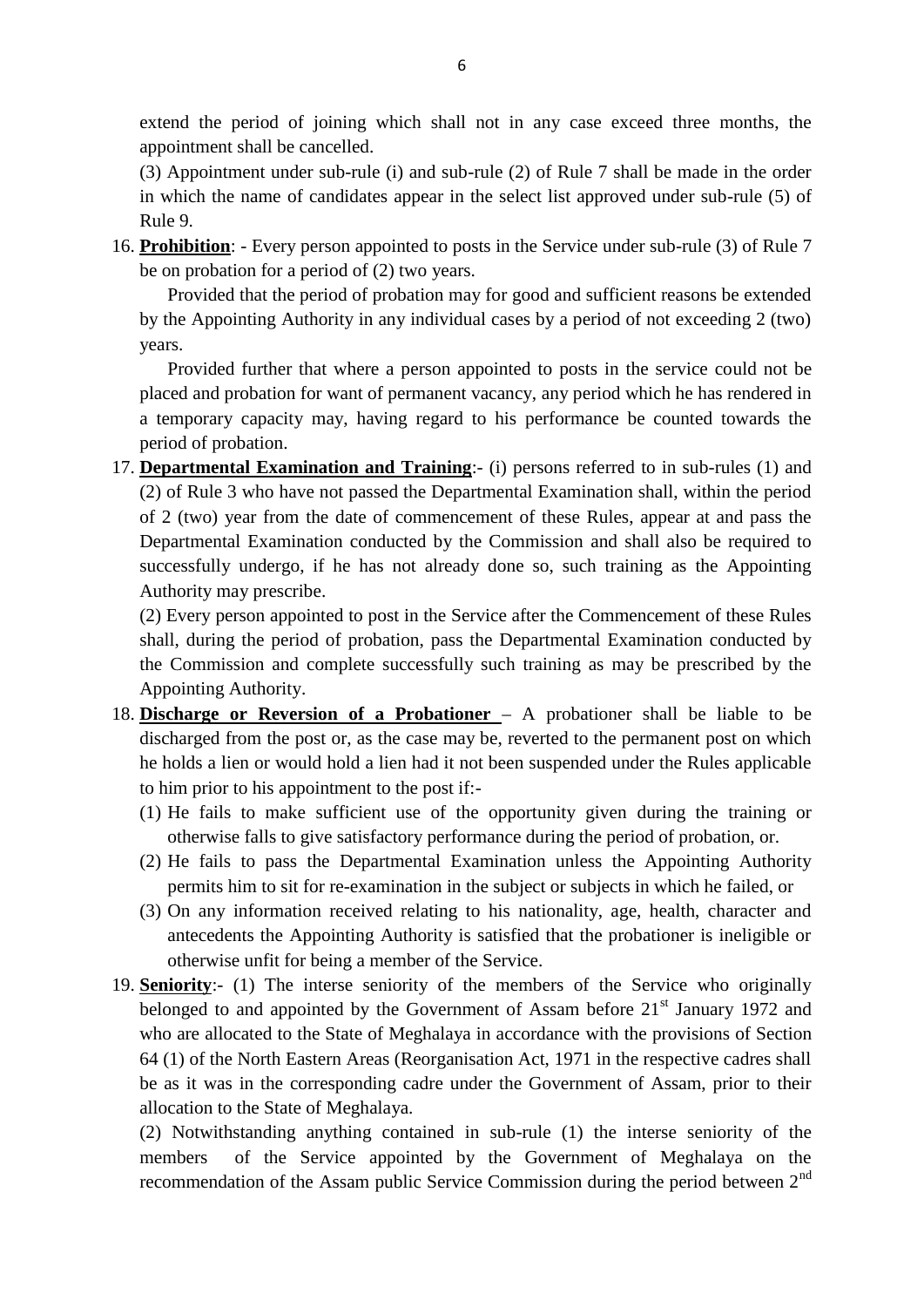extend the period of joining which shall not in any case exceed three months, the appointment shall be cancelled.

(3) Appointment under sub-rule (i) and sub-rule (2) of Rule 7 shall be made in the order in which the name of candidates appear in the select list approved under sub-rule (5) of Rule 9.

16. **Prohibition**: - Every person appointed to posts in the Service under sub-rule (3) of Rule 7 be on probation for a period of (2) two years.

    Provided that the period of probation may for good and sufficient reasons be extended by the Appointing Authority in any individual cases by a period of not exceeding 2 (two) years.

    Provided further that where a person appointed to posts in the service could not be placed and probation for want of permanent vacancy, any period which he has rendered in a temporary capacity may, having regard to his performance be counted towards the period of probation.

17. **Departmental Examination and Training**:- (i) persons referred to in sub-rules (1) and (2) of Rule 3 who have not passed the Departmental Examination shall, within the period of 2 (two) year from the date of commencement of these Rules, appear at and pass the Departmental Examination conducted by the Commission and shall also be required to successfully undergo, if he has not already done so, such training as the Appointing Authority may prescribe.

    (2) Every person appointed to post in the Service after the Commencement of these Rules shall, during the period of probation, pass the Departmental Examination conducted by the Commission and complete successfully such training as may be prescribed by the Appointing Authority.

18. **Discharge or Reversion of a Probationer** – A probationer shall be liable to be discharged from the post or, as the case may be, reverted to the permanent post on which he holds a lien or would hold a lien had it not been suspended under the Rules applicable to him prior to his appointment to the post if:-
    (1) He fails to make sufficient use of the opportunity given during the training or otherwise falls to give satisfactory performance during the period of probation, or.
    (2) He fails to pass the Departmental Examination unless the Appointing Authority permits him to sit for re-examination in the subject or subjects in which he failed, or
    (3) On any information received relating to his nationality, age, health, character and antecedents the Appointing Authority is satisfied that the probationer is ineligible or otherwise unfit for being a member of the Service.

19. **Seniority**:- (1) The interse seniority of the members of the Service who originally belonged to and appointed by the Government of Assam before 21st January 1972 and who are allocated to the State of Meghalaya in accordance with the provisions of Section 64 (1) of the North Eastern Areas (Reorganisation Act, 1971 in the respective cadres shall be as it was in the corresponding cadre under the Government of Assam, prior to their allocation to the State of Meghalaya.

    (2) Notwithstanding anything contained in sub-rule (1) the interse seniority of the members of the Service appointed by the Government of Meghalaya on the recommendation of the Assam public Service Commission during the period between 2nd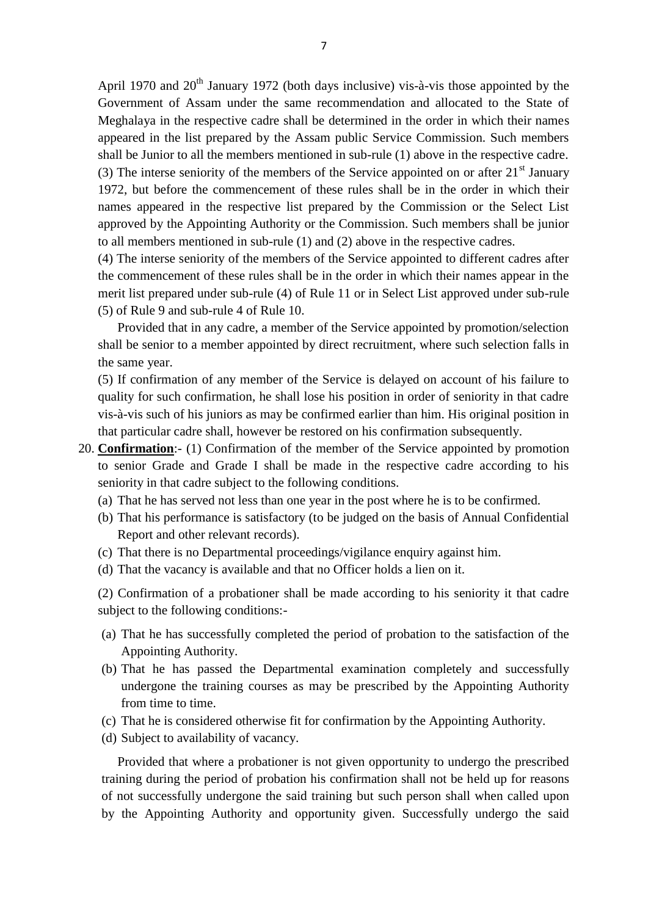April 1970 and 20th January 1972 (both days inclusive) vis-à-vis those appointed by the Government of Assam under the same recommendation and allocated to the State of Meghalaya in the respective cadre shall be determined in the order in which their names appeared in the list prepared by the Assam public Service Commission. Such members shall be Junior to all the members mentioned in sub-rule (1) above in the respective cadre.

(3) The interse seniority of the members of the Service appointed on or after 21st January 1972, but before the commencement of these rules shall be in the order in which their names appeared in the respective list prepared by the Commission or the Select List approved by the Appointing Authority or the Commission. Such members shall be junior to all members mentioned in sub-rule (1) and (2) above in the respective cadres.

(4) The interse seniority of the members of the Service appointed to different cadres after the commencement of these rules shall be in the order in which their names appear in the merit list prepared under sub-rule (4) of Rule 11 or in Select List approved under sub-rule (5) of Rule 9 and sub-rule 4 of Rule 10.

Provided that in any cadre, a member of the Service appointed by promotion/selection shall be senior to a member appointed by direct recruitment, where such selection falls in the same year.

(5) If confirmation of any member of the Service is delayed on account of his failure to quality for such confirmation, he shall lose his position in order of seniority in that cadre vis-à-vis such of his juniors as may be confirmed earlier than him. His original position in that particular cadre shall, however be restored on his confirmation subsequently.

20. **Confirmation**:- (1) Confirmation of the member of the Service appointed by promotion to senior Grade and Grade I shall be made in the respective cadre according to his seniority in that cadre subject to the following conditions.
    (a) That he has served not less than one year in the post where he is to be confirmed.
    (b) That his performance is satisfactory (to be judged on the basis of Annual Confidential Report and other relevant records).
    (c) That there is no Departmental proceedings/vigilance enquiry against him.
    (d) That the vacancy is available and that no Officer holds a lien on it.

    (2) Confirmation of a probationer shall be made according to his seniority it that cadre subject to the following conditions:-

    (a) That he has successfully completed the period of probation to the satisfaction of the Appointing Authority.
    (b) That he has passed the Departmental examination completely and successfully undergone the training courses as may be prescribed by the Appointing Authority from time to time.
    (c) That he is considered otherwise fit for confirmation by the Appointing Authority.
    (d) Subject to availability of vacancy.

    Provided that where a probationer is not given opportunity to undergo the prescribed training during the period of probation his confirmation shall not be held up for reasons of not successfully undergone the said training but such person shall when called upon by the Appointing Authority and opportunity given. Successfully undergo the said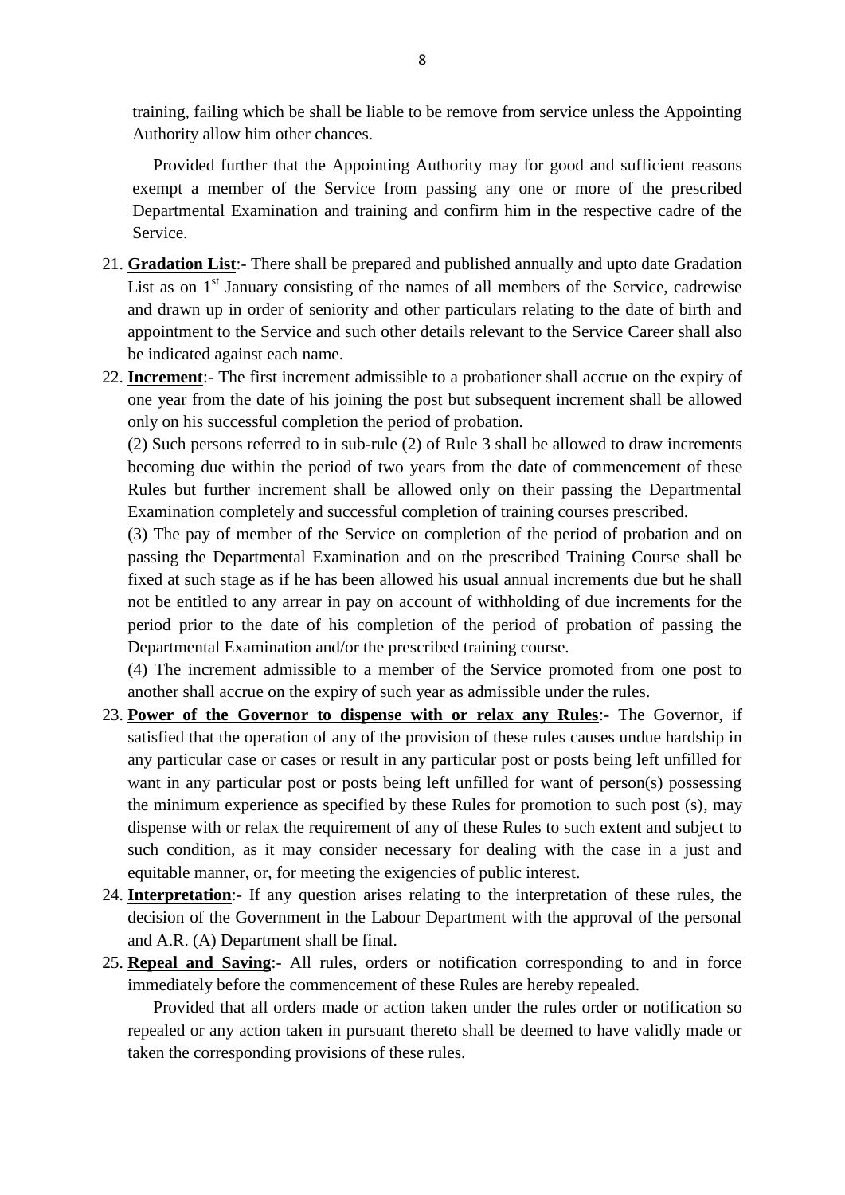training, failing which be shall be liable to be remove from service unless the Appointing Authority allow him other chances.

Provided further that the Appointing Authority may for good and sufficient reasons exempt a member of the Service from passing any one or more of the prescribed Departmental Examination and training and confirm him in the respective cadre of the Service.

21. **Gradation List**:- There shall be prepared and published annually and upto date Gradation List as on 1st January consisting of the names of all members of the Service, cadrewise and drawn up in order of seniority and other particulars relating to the date of birth and appointment to the Service and such other details relevant to the Service Career shall also be indicated against each name.

22. **Increment**:- The first increment admissible to a probationer shall accrue on the expiry of one year from the date of his joining the post but subsequent increment shall be allowed only on his successful completion the period of probation.

    (2) Such persons referred to in sub-rule (2) of Rule 3 shall be allowed to draw increments becoming due within the period of two years from the date of commencement of these Rules but further increment shall be allowed only on their passing the Departmental Examination completely and successful completion of training courses prescribed.

    (3) The pay of member of the Service on completion of the period of probation and on passing the Departmental Examination and on the prescribed Training Course shall be fixed at such stage as if he has been allowed his usual annual increments due but he shall not be entitled to any arrear in pay on account of withholding of due increments for the period prior to the date of his completion of the period of probation of passing the Departmental Examination and/or the prescribed training course.

    (4) The increment admissible to a member of the Service promoted from one post to another shall accrue on the expiry of such year as admissible under the rules.

23. **Power of the Governor to dispense with or relax any Rules**:- The Governor, if satisfied that the operation of any of the provision of these rules causes undue hardship in any particular case or cases or result in any particular post or posts being left unfilled for want in any particular post or posts being left unfilled for want of person(s) possessing the minimum experience as specified by these Rules for promotion to such post (s), may dispense with or relax the requirement of any of these Rules to such extent and subject to such condition, as it may consider necessary for dealing with the case in a just and equitable manner, or, for meeting the exigencies of public interest.

24. **Interpretation**:- If any question arises relating to the interpretation of these rules, the decision of the Government in the Labour Department with the approval of the personal and A.R. (A) Department shall be final.

25. **Repeal and Saving**:- All rules, orders or notification corresponding to and in force immediately before the commencement of these Rules are hereby repealed.

    Provided that all orders made or action taken under the rules order or notification so repealed or any action taken in pursuant thereto shall be deemed to have validly made or taken the corresponding provisions of these rules.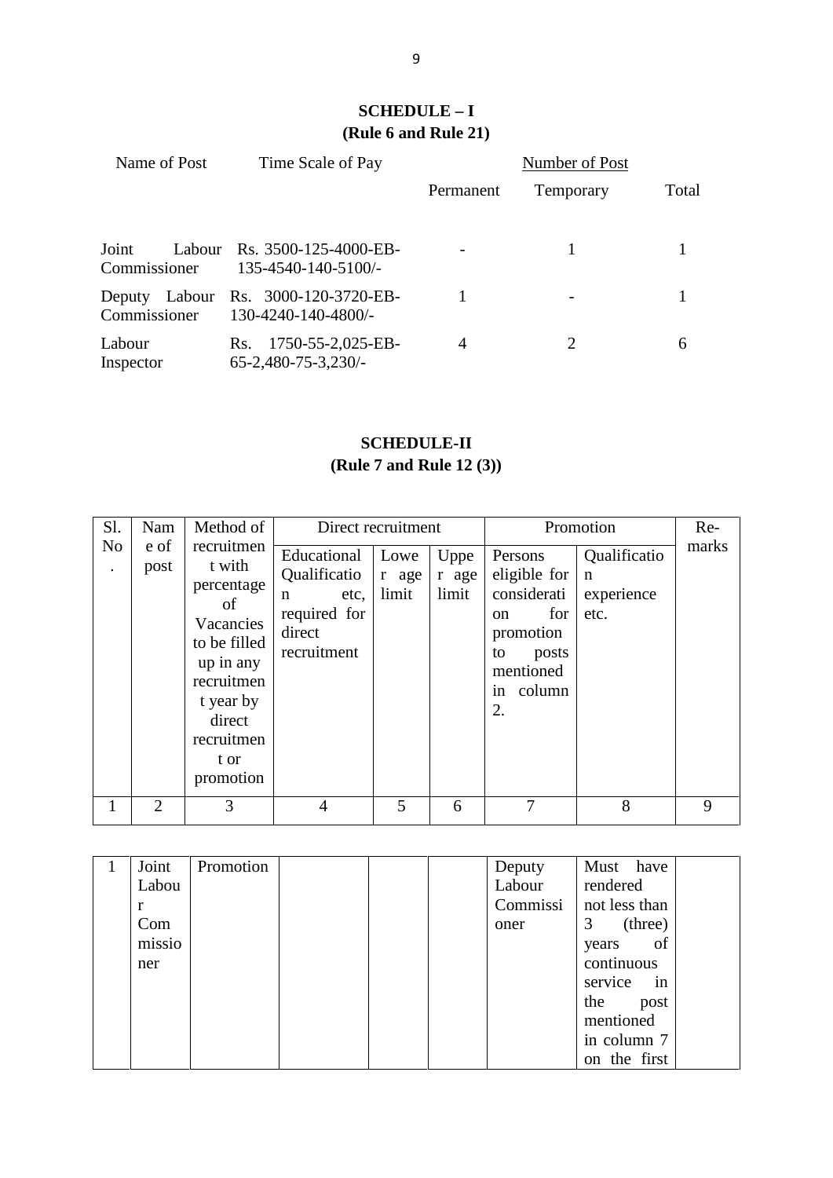## SCHEDULE – I
### (Rule 6 and Rule 21)

| Name of Post | Time Scale of Pay | Number of Post | | |
|---|---|---|---|---|
| | | Permanent | Temporary | Total |
| Joint Labour Commissioner | Rs. 3500-125-4000-EB-135-4540-140-5100/- | - | 1 | 1 |
| Deputy Labour Commissioner | Rs. 3000-120-3720-EB-130-4240-140-4800/- | 1 | - | 1 |
| Labour Inspector | Rs. 1750-55-2,025-EB-65-2,480-75-3,230/- | 4 | 2 | 6 |

## SCHEDULE-II
### (Rule 7 and Rule 12 (3))

| Sl. No. | Name of post | Method of recruitment with percentage of Vacancies to be filled up in any recruitment year by direct recruitment or promotion | Direct recruitment | | | Promotion | | Re-marks |
|---|---|---|---|---|---|---|---|---|
| | | | Educational Qualification etc, required for direct recruitment | Lower age limit | Upper age limit | Persons eligible for consideration for promotion to posts mentioned in column 2. | Qualification experience etc. | |
| 1 | 2 | 3 | 4 | 5 | 6 | 7 | 8 | 9 |
| 1 | Joint Labour Commissioner | Promotion | | | | Deputy Labour Commissioner | Must have rendered not less than 3 (three) years of continuous service in the post mentioned in column 7 on the first | |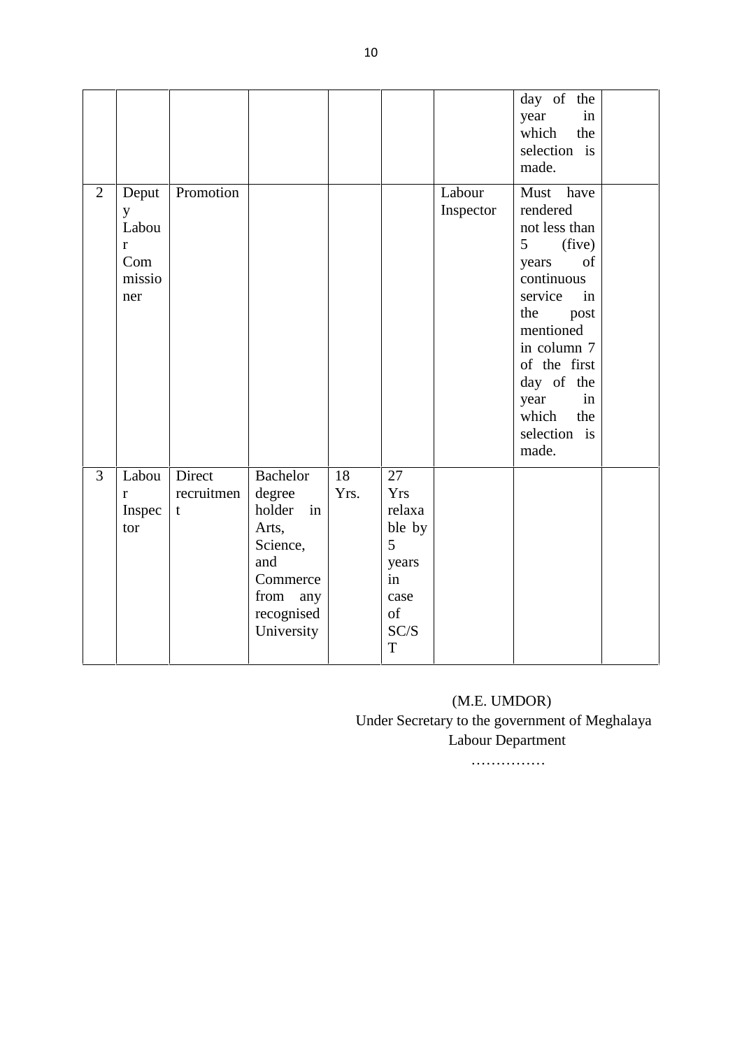| | | | | | | | | |
|---|---|---|---|---|---|---|---|---|
| | | | | | | | day of the year in which the selection is made. | |
| 2 | Deputy Labour Commissioner | Promotion | | | | Labour Inspector | Must have rendered not less than 5 (five) years of continuous service in the post mentioned in column 7 of the first day of the year in which the selection is made. | |
| 3 | Labour Inspector | Direct recruitment | Bachelor degree holder in Arts, Science, and Commerce from any recognised University | 18 Yrs. | 27 Yrs relaxable by 5 years in case of SC/ST | | | |

(M.E. UMDOR)
Under Secretary to the government of Meghalaya
Labour Department

……………